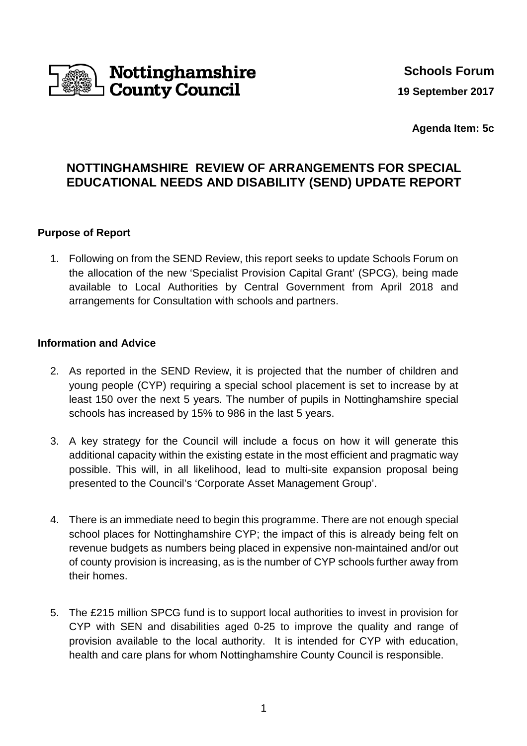Nottinghamshire County Council

**Schools Forum**

**19 September 2017**

**Agenda Item: 5c**

# NOTTINGHAMSHIRE REVIEW OF ARRANGEMENTS FOR SPECIAL EDUCATIONAL NEEDS AND DISABILITY (SEND) UPDATE REPORT

## Purpose of Report

1. Following on from the SEND Review, this report seeks to update Schools Forum on the allocation of the new 'Specialist Provision Capital Grant' (SPCG), being made available to Local Authorities by Central Government from April 2018 and arrangements for Consultation with schools and partners.

## Information and Advice

2. As reported in the SEND Review, it is projected that the number of children and young people (CYP) requiring a special school placement is set to increase by at least 150 over the next 5 years. The number of pupils in Nottinghamshire special schools has increased by 15% to 986 in the last 5 years.

3. A key strategy for the Council will include a focus on how it will generate this additional capacity within the existing estate in the most efficient and pragmatic way possible. This will, in all likelihood, lead to multi-site expansion proposal being presented to the Council's 'Corporate Asset Management Group'.

4. There is an immediate need to begin this programme. There are not enough special school places for Nottinghamshire CYP; the impact of this is already being felt on revenue budgets as numbers being placed in expensive non-maintained and/or out of county provision is increasing, as is the number of CYP schools further away from their homes.

5. The £215 million SPCG fund is to support local authorities to invest in provision for CYP with SEN and disabilities aged 0-25 to improve the quality and range of provision available to the local authority. It is intended for CYP with education, health and care plans for whom Nottinghamshire County Council is responsible.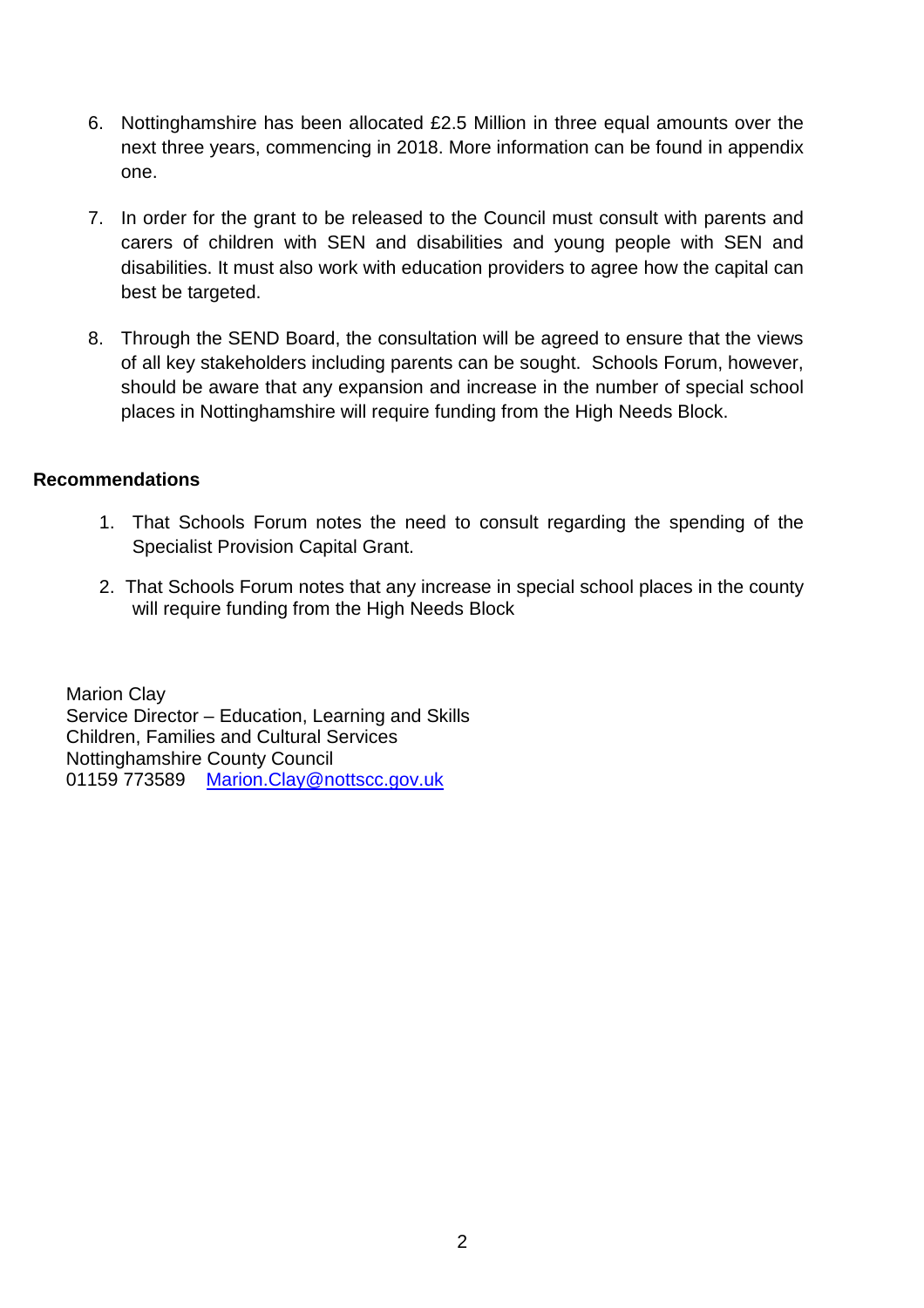6. Nottinghamshire has been allocated £2.5 Million in three equal amounts over the next three years, commencing in 2018. More information can be found in appendix one.

7. In order for the grant to be released to the Council must consult with parents and carers of children with SEN and disabilities and young people with SEN and disabilities. It must also work with education providers to agree how the capital can best be targeted.

8. Through the SEND Board, the consultation will be agreed to ensure that the views of all key stakeholders including parents can be sought. Schools Forum, however, should be aware that any expansion and increase in the number of special school places in Nottinghamshire will require funding from the High Needs Block.

**Recommendations**

1. That Schools Forum notes the need to consult regarding the spending of the Specialist Provision Capital Grant.

2. That Schools Forum notes that any increase in special school places in the county will require funding from the High Needs Block

Marion Clay
Service Director – Education, Learning and Skills
Children, Families and Cultural Services
Nottinghamshire County Council
01159 773589 Marion.Clay@nottscc.gov.uk